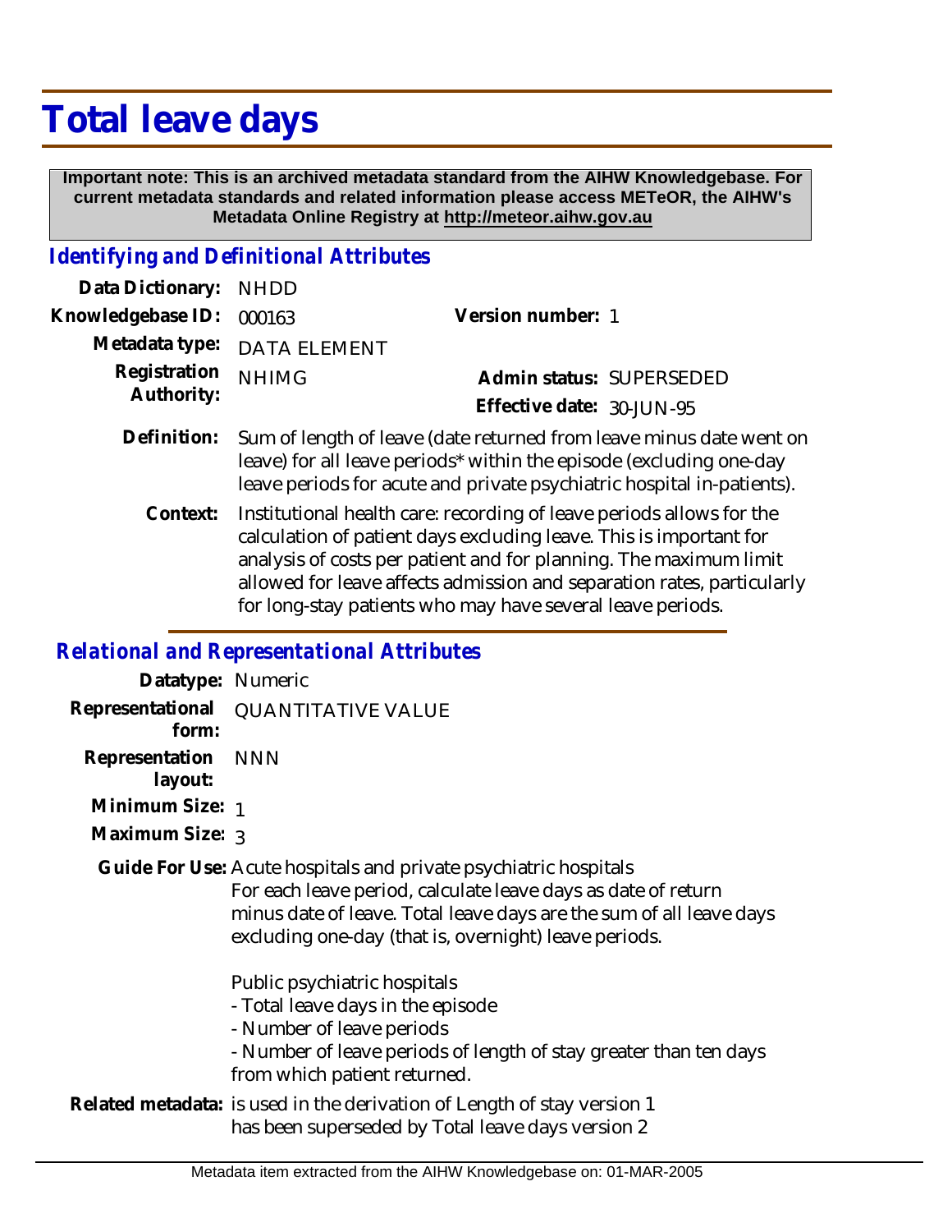# Total leave days

**Important note: This is an archived metadata standard from the AIHW Knowledgebase. For current metadata standards and related information please access METeOR, the AIHW's Metadata Online Registry at http://meteor.aihw.gov.au**

## Identifying and Definitional Attributes

**Data Dictionary:** NHDD

**Knowledgebase ID:** 000163

**Version number:** 1

**Metadata type:** DATA ELEMENT

**Registration Authority:** NHIMG

**Admin status:** SUPERSEDED

**Effective date:** 30-JUN-95

**Definition:** Sum of length of leave (date returned from leave minus date went on leave) for all leave periods* within the episode (excluding one-day leave periods for acute and private psychiatric hospital in-patients).

**Context:** Institutional health care: recording of leave periods allows for the calculation of patient days excluding leave. This is important for analysis of costs per patient and for planning. The maximum limit allowed for leave affects admission and separation rates, particularly for long-stay patients who may have several leave periods.

## Relational and Representational Attributes

**Datatype:** Numeric

**Representational form:** QUANTITATIVE VALUE

**Representation layout:** NNN

**Minimum Size:** 1

**Maximum Size:** 3

**Guide For Use:** Acute hospitals and private psychiatric hospitals
For each leave period, calculate leave days as date of return minus date of leave. Total leave days are the sum of all leave days excluding one-day (that is, overnight) leave periods.

Public psychiatric hospitals
- Total leave days in the episode
- Number of leave periods
- Number of leave periods of length of stay greater than ten days from which patient returned.

**Related metadata:** is used in the derivation of Length of stay version 1
has been superseded by Total leave days version 2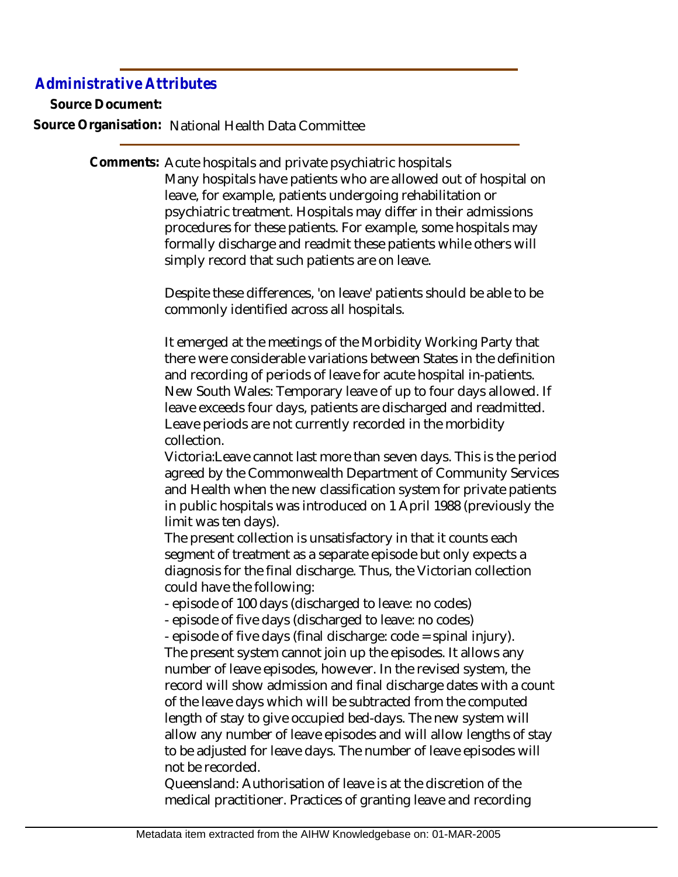## Administrative Attributes

**Source Document:**

**Source Organisation:** National Health Data Committee

**Comments:** Acute hospitals and private psychiatric hospitals

Many hospitals have patients who are allowed out of hospital on leave, for example, patients undergoing rehabilitation or psychiatric treatment. Hospitals may differ in their admissions procedures for these patients. For example, some hospitals may formally discharge and readmit these patients while others will simply record that such patients are on leave.

Despite these differences, 'on leave' patients should be able to be commonly identified across all hospitals.

It emerged at the meetings of the Morbidity Working Party that there were considerable variations between States in the definition and recording of periods of leave for acute hospital in-patients.

New South Wales: Temporary leave of up to four days allowed. If leave exceeds four days, patients are discharged and readmitted. Leave periods are not currently recorded in the morbidity collection.

Victoria:Leave cannot last more than seven days. This is the period agreed by the Commonwealth Department of Community Services and Health when the new classification system for private patients in public hospitals was introduced on 1 April 1988 (previously the limit was ten days).

The present collection is unsatisfactory in that it counts each segment of treatment as a separate episode but only expects a diagnosis for the final discharge. Thus, the Victorian collection could have the following:

- episode of 100 days (discharged to leave: no codes)
- episode of five days (discharged to leave: no codes)
- episode of five days (final discharge: code = spinal injury).

The present system cannot join up the episodes. It allows any number of leave episodes, however. In the revised system, the record will show admission and final discharge dates with a count of the leave days which will be subtracted from the computed length of stay to give occupied bed-days. The new system will allow any number of leave episodes and will allow lengths of stay to be adjusted for leave days. The number of leave episodes will not be recorded.

Queensland: Authorisation of leave is at the discretion of the medical practitioner. Practices of granting leave and recording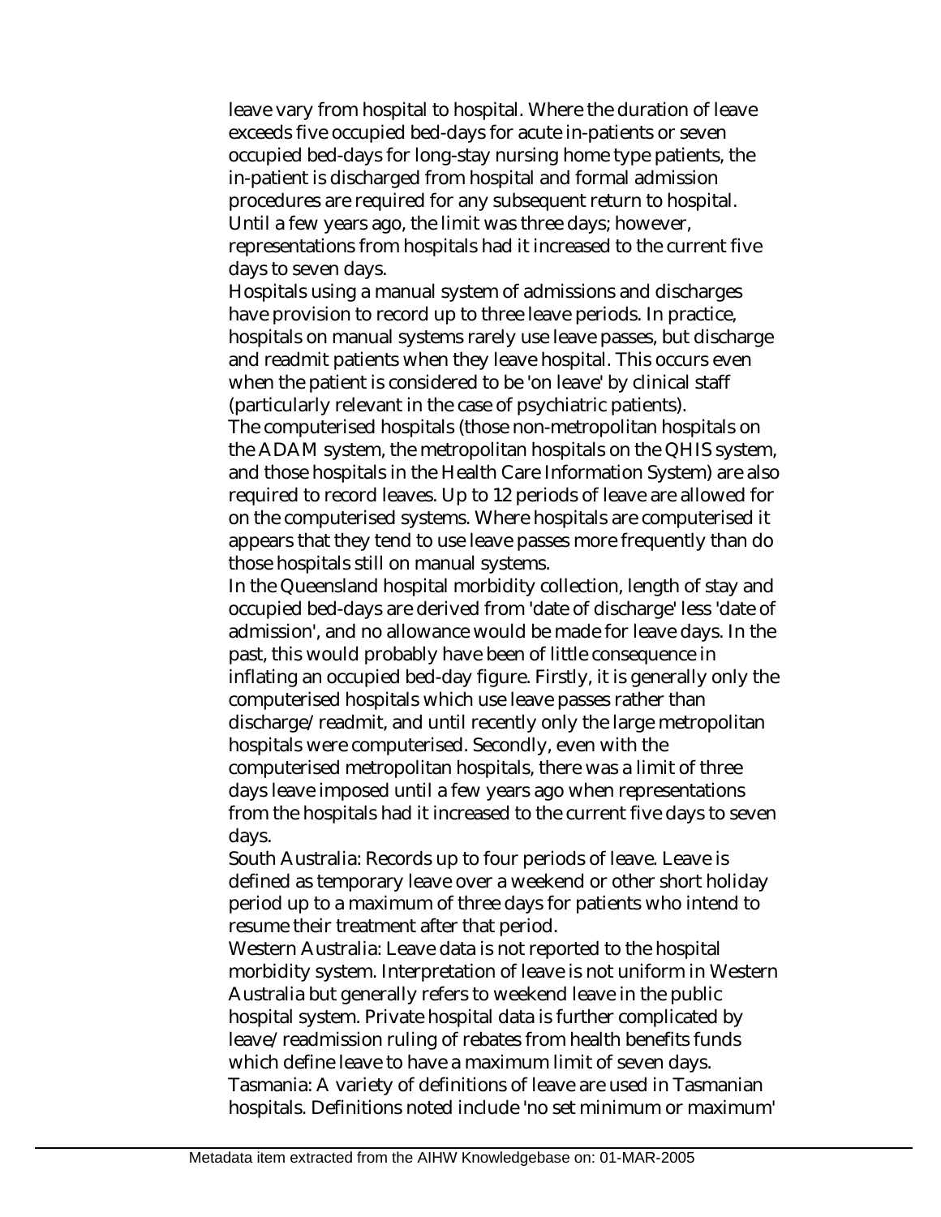leave vary from hospital to hospital. Where the duration of leave exceeds five occupied bed-days for acute in-patients or seven occupied bed-days for long-stay nursing home type patients, the in-patient is discharged from hospital and formal admission procedures are required for any subsequent return to hospital. Until a few years ago, the limit was three days; however, representations from hospitals had it increased to the current five days to seven days.

Hospitals using a manual system of admissions and discharges have provision to record up to three leave periods. In practice, hospitals on manual systems rarely use leave passes, but discharge and readmit patients when they leave hospital. This occurs even when the patient is considered to be 'on leave' by clinical staff (particularly relevant in the case of psychiatric patients).

The computerised hospitals (those non-metropolitan hospitals on the ADAM system, the metropolitan hospitals on the QHIS system, and those hospitals in the Health Care Information System) are also required to record leaves. Up to 12 periods of leave are allowed for on the computerised systems. Where hospitals are computerised it appears that they tend to use leave passes more frequently than do those hospitals still on manual systems.

In the Queensland hospital morbidity collection, length of stay and occupied bed-days are derived from 'date of discharge' less 'date of admission', and no allowance would be made for leave days. In the past, this would probably have been of little consequence in inflating an occupied bed-day figure. Firstly, it is generally only the computerised hospitals which use leave passes rather than discharge/readmit, and until recently only the large metropolitan hospitals were computerised. Secondly, even with the computerised metropolitan hospitals, there was a limit of three days leave imposed until a few years ago when representations from the hospitals had it increased to the current five days to seven days.

South Australia: Records up to four periods of leave. Leave is defined as temporary leave over a weekend or other short holiday period up to a maximum of three days for patients who intend to resume their treatment after that period.

Western Australia: Leave data is not reported to the hospital morbidity system. Interpretation of leave is not uniform in Western Australia but generally refers to weekend leave in the public hospital system. Private hospital data is further complicated by leave/readmission ruling of rebates from health benefits funds which define leave to have a maximum limit of seven days.

Tasmania: A variety of definitions of leave are used in Tasmanian hospitals. Definitions noted include 'no set minimum or maximum'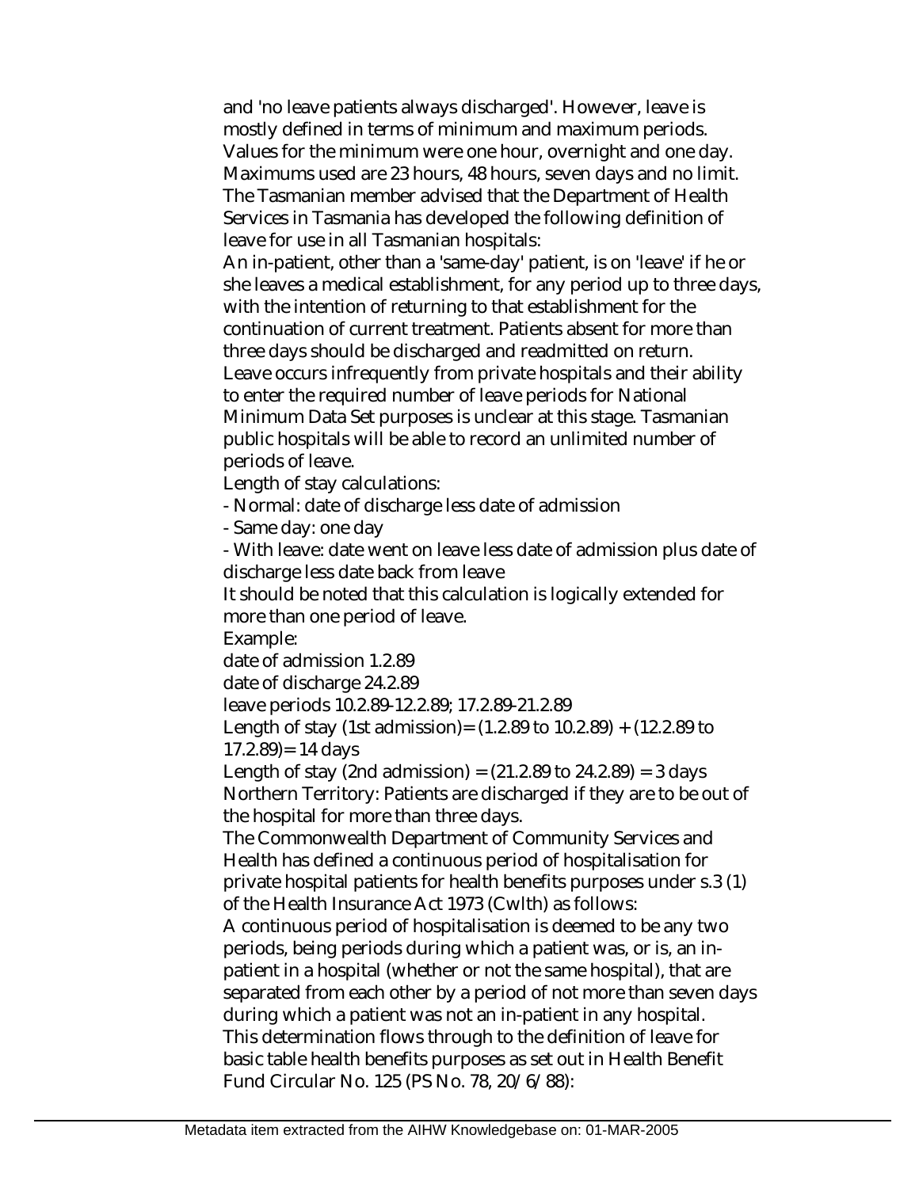and 'no leave patients always discharged'. However, leave is mostly defined in terms of minimum and maximum periods. Values for the minimum were one hour, overnight and one day. Maximums used are 23 hours, 48 hours, seven days and no limit. The Tasmanian member advised that the Department of Health Services in Tasmania has developed the following definition of leave for use in all Tasmanian hospitals:

An in-patient, other than a 'same-day' patient, is on 'leave' if he or she leaves a medical establishment, for any period up to three days, with the intention of returning to that establishment for the continuation of current treatment. Patients absent for more than three days should be discharged and readmitted on return.

Leave occurs infrequently from private hospitals and their ability to enter the required number of leave periods for National Minimum Data Set purposes is unclear at this stage. Tasmanian public hospitals will be able to record an unlimited number of periods of leave.

Length of stay calculations:

- Normal: date of discharge less date of admission
- Same day: one day
- With leave: date went on leave less date of admission plus date of discharge less date back from leave

It should be noted that this calculation is logically extended for more than one period of leave.

Example:

date of admission 1.2.89

date of discharge 24.2.89

leave periods 10.2.89-12.2.89; 17.2.89-21.2.89

Length of stay (1st admission)= (1.2.89 to 10.2.89) + (12.2.89 to 17.2.89)= 14 days

Length of stay (2nd admission) = (21.2.89 to 24.2.89) = 3 days

Northern Territory: Patients are discharged if they are to be out of the hospital for more than three days.

The Commonwealth Department of Community Services and Health has defined a continuous period of hospitalisation for private hospital patients for health benefits purposes under s.3 (1) of the Health Insurance Act 1973 (Cwlth) as follows:

A continuous period of hospitalisation is deemed to be any two periods, being periods during which a patient was, or is, an in-patient in a hospital (whether or not the same hospital), that are separated from each other by a period of not more than seven days during which a patient was not an in-patient in any hospital.

This determination flows through to the definition of leave for basic table health benefits purposes as set out in Health Benefit Fund Circular No. 125 (PS No. 78, 20/6/88):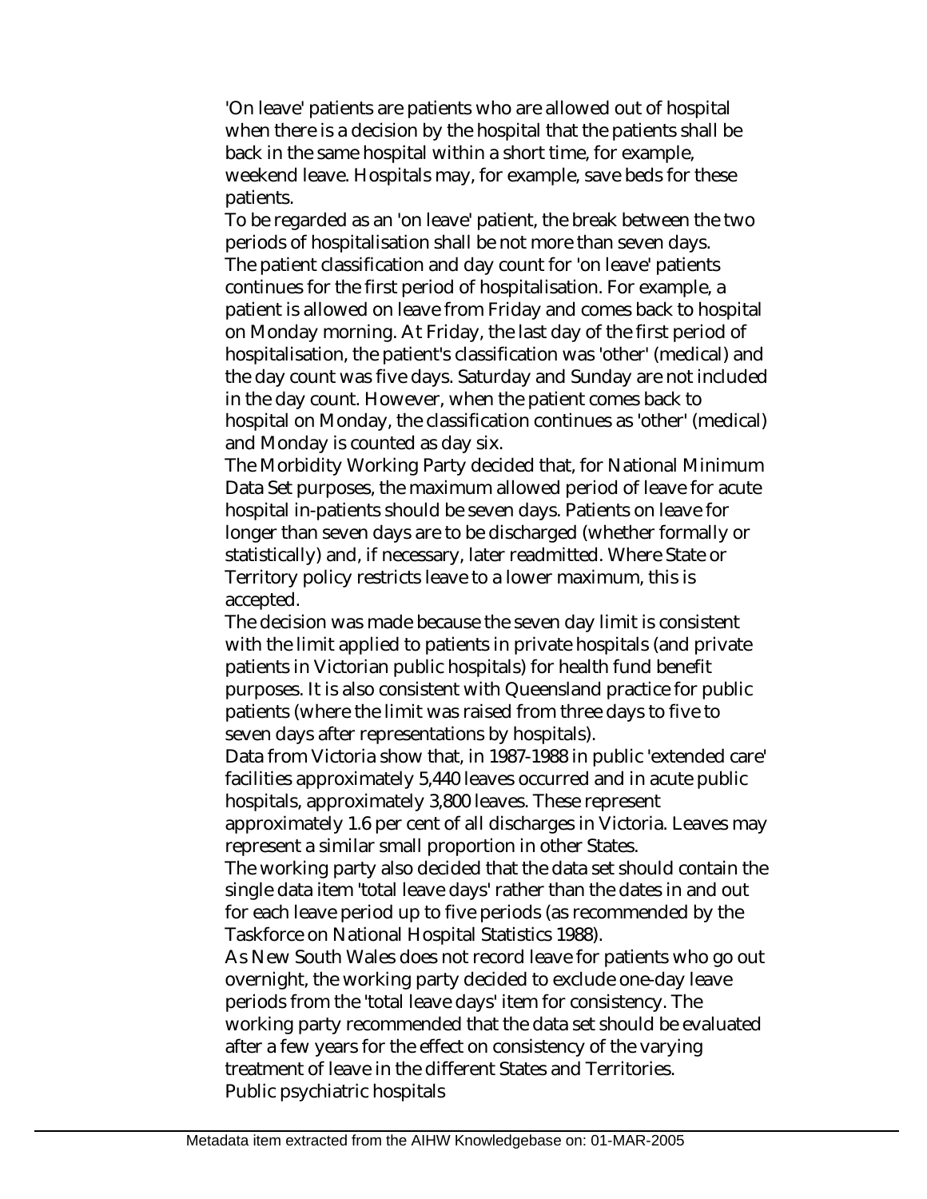'On leave' patients are patients who are allowed out of hospital when there is a decision by the hospital that the patients shall be back in the same hospital within a short time, for example, weekend leave. Hospitals may, for example, save beds for these patients.

To be regarded as an 'on leave' patient, the break between the two periods of hospitalisation shall be not more than seven days.

The patient classification and day count for 'on leave' patients continues for the first period of hospitalisation. For example, a patient is allowed on leave from Friday and comes back to hospital on Monday morning. At Friday, the last day of the first period of hospitalisation, the patient's classification was 'other' (medical) and the day count was five days. Saturday and Sunday are not included in the day count. However, when the patient comes back to hospital on Monday, the classification continues as 'other' (medical) and Monday is counted as day six.

The Morbidity Working Party decided that, for National Minimum Data Set purposes, the maximum allowed period of leave for acute hospital in-patients should be seven days. Patients on leave for longer than seven days are to be discharged (whether formally or statistically) and, if necessary, later readmitted. Where State or Territory policy restricts leave to a lower maximum, this is accepted.

The decision was made because the seven day limit is consistent with the limit applied to patients in private hospitals (and private patients in Victorian public hospitals) for health fund benefit purposes. It is also consistent with Queensland practice for public patients (where the limit was raised from three days to five to seven days after representations by hospitals).

Data from Victoria show that, in 1987-1988 in public 'extended care' facilities approximately 5,440 leaves occurred and in acute public hospitals, approximately 3,800 leaves. These represent approximately 1.6 per cent of all discharges in Victoria. Leaves may represent a similar small proportion in other States.

The working party also decided that the data set should contain the single data item 'total leave days' rather than the dates in and out for each leave period up to five periods (as recommended by the Taskforce on National Hospital Statistics 1988).

As New South Wales does not record leave for patients who go out overnight, the working party decided to exclude one-day leave periods from the 'total leave days' item for consistency. The working party recommended that the data set should be evaluated after a few years for the effect on consistency of the varying treatment of leave in the different States and Territories.

Public psychiatric hospitals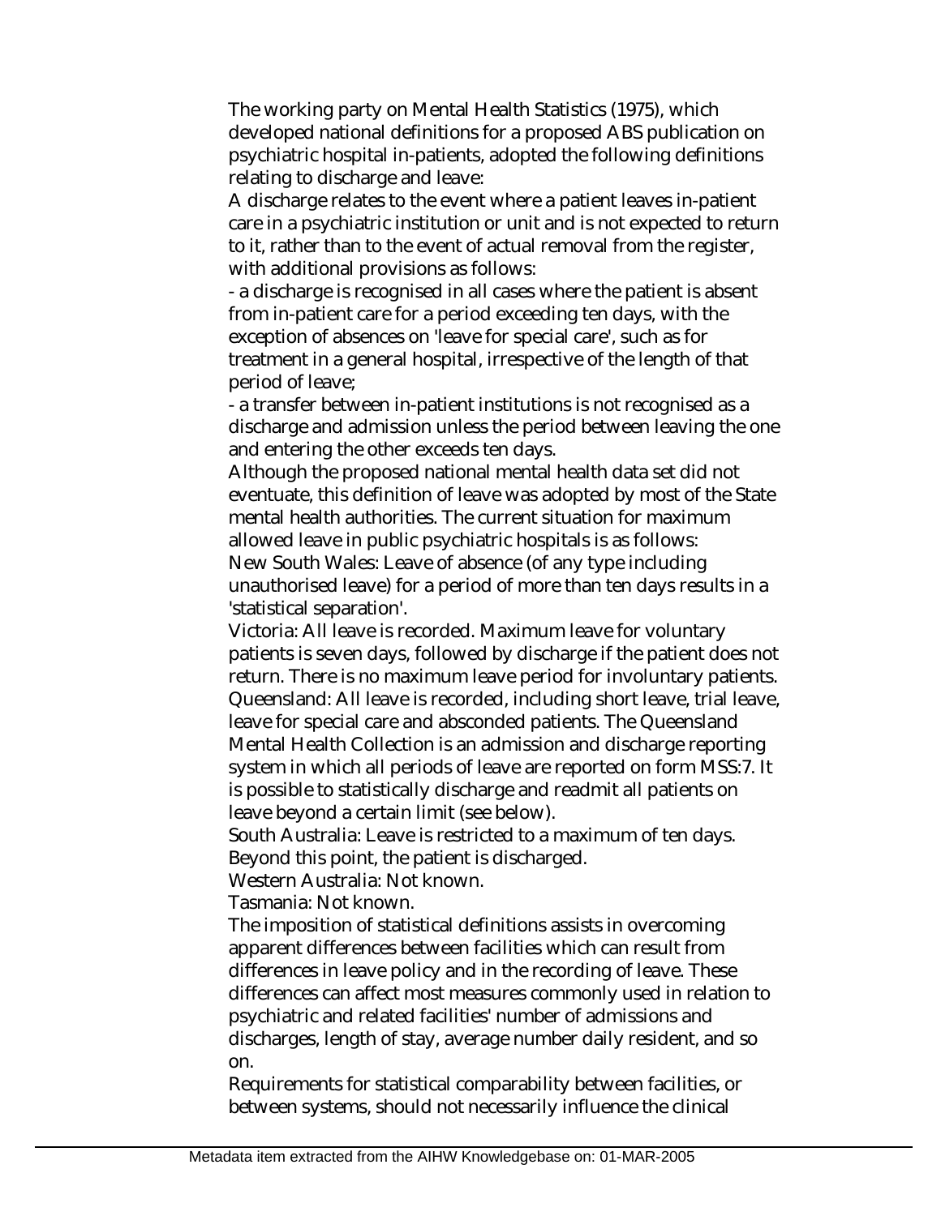The working party on Mental Health Statistics (1975), which developed national definitions for a proposed ABS publication on psychiatric hospital in-patients, adopted the following definitions relating to discharge and leave:

A discharge relates to the event where a patient leaves in-patient care in a psychiatric institution or unit and is not expected to return to it, rather than to the event of actual removal from the register, with additional provisions as follows:

- a discharge is recognised in all cases where the patient is absent from in-patient care for a period exceeding ten days, with the exception of absences on 'leave for special care', such as for treatment in a general hospital, irrespective of the length of that period of leave;
- a transfer between in-patient institutions is not recognised as a discharge and admission unless the period between leaving the one and entering the other exceeds ten days.

Although the proposed national mental health data set did not eventuate, this definition of leave was adopted by most of the State mental health authorities. The current situation for maximum allowed leave in public psychiatric hospitals is as follows:

New South Wales: Leave of absence (of any type including unauthorised leave) for a period of more than ten days results in a 'statistical separation'.

Victoria: All leave is recorded. Maximum leave for voluntary patients is seven days, followed by discharge if the patient does not return. There is no maximum leave period for involuntary patients.

Queensland: All leave is recorded, including short leave, trial leave, leave for special care and absconded patients. The Queensland Mental Health Collection is an admission and discharge reporting system in which all periods of leave are reported on form MSS:7. It is possible to statistically discharge and readmit all patients on leave beyond a certain limit (see below).

South Australia: Leave is restricted to a maximum of ten days. Beyond this point, the patient is discharged.

Western Australia: Not known.

Tasmania: Not known.

The imposition of statistical definitions assists in overcoming apparent differences between facilities which can result from differences in leave policy and in the recording of leave. These differences can affect most measures commonly used in relation to psychiatric and related facilities' number of admissions and discharges, length of stay, average number daily resident, and so on.

Requirements for statistical comparability between facilities, or between systems, should not necessarily influence the clinical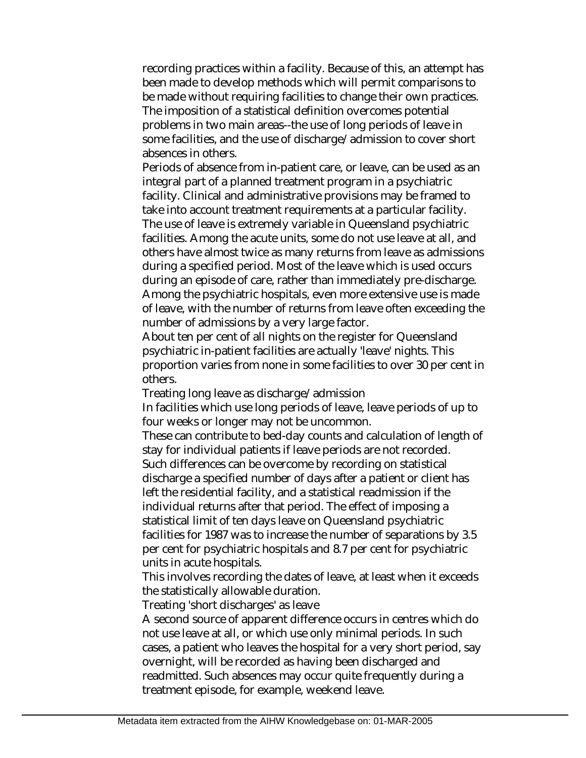recording practices within a facility. Because of this, an attempt has been made to develop methods which will permit comparisons to be made without requiring facilities to change their own practices. The imposition of a statistical definition overcomes potential problems in two main areas--the use of long periods of leave in some facilities, and the use of discharge/admission to cover short absences in others.

Periods of absence from in-patient care, or leave, can be used as an integral part of a planned treatment program in a psychiatric facility. Clinical and administrative provisions may be framed to take into account treatment requirements at a particular facility.

The use of leave is extremely variable in Queensland psychiatric facilities. Among the acute units, some do not use leave at all, and others have almost twice as many returns from leave as admissions during a specified period. Most of the leave which is used occurs during an episode of care, rather than immediately pre-discharge. Among the psychiatric hospitals, even more extensive use is made of leave, with the number of returns from leave often exceeding the number of admissions by a very large factor.

About ten per cent of all nights on the register for Queensland psychiatric in-patient facilities are actually 'leave' nights. This proportion varies from none in some facilities to over 30 per cent in others.

Treating long leave as discharge/admission

In facilities which use long periods of leave, leave periods of up to four weeks or longer may not be uncommon.

These can contribute to bed-day counts and calculation of length of stay for individual patients if leave periods are not recorded.

Such differences can be overcome by recording on statistical discharge a specified number of days after a patient or client has left the residential facility, and a statistical readmission if the individual returns after that period. The effect of imposing a statistical limit of ten days leave on Queensland psychiatric facilities for 1987 was to increase the number of separations by 3.5 per cent for psychiatric hospitals and 8.7 per cent for psychiatric units in acute hospitals.

This involves recording the dates of leave, at least when it exceeds the statistically allowable duration.

Treating 'short discharges' as leave

A second source of apparent difference occurs in centres which do not use leave at all, or which use only minimal periods. In such cases, a patient who leaves the hospital for a very short period, say overnight, will be recorded as having been discharged and readmitted. Such absences may occur quite frequently during a treatment episode, for example, weekend leave.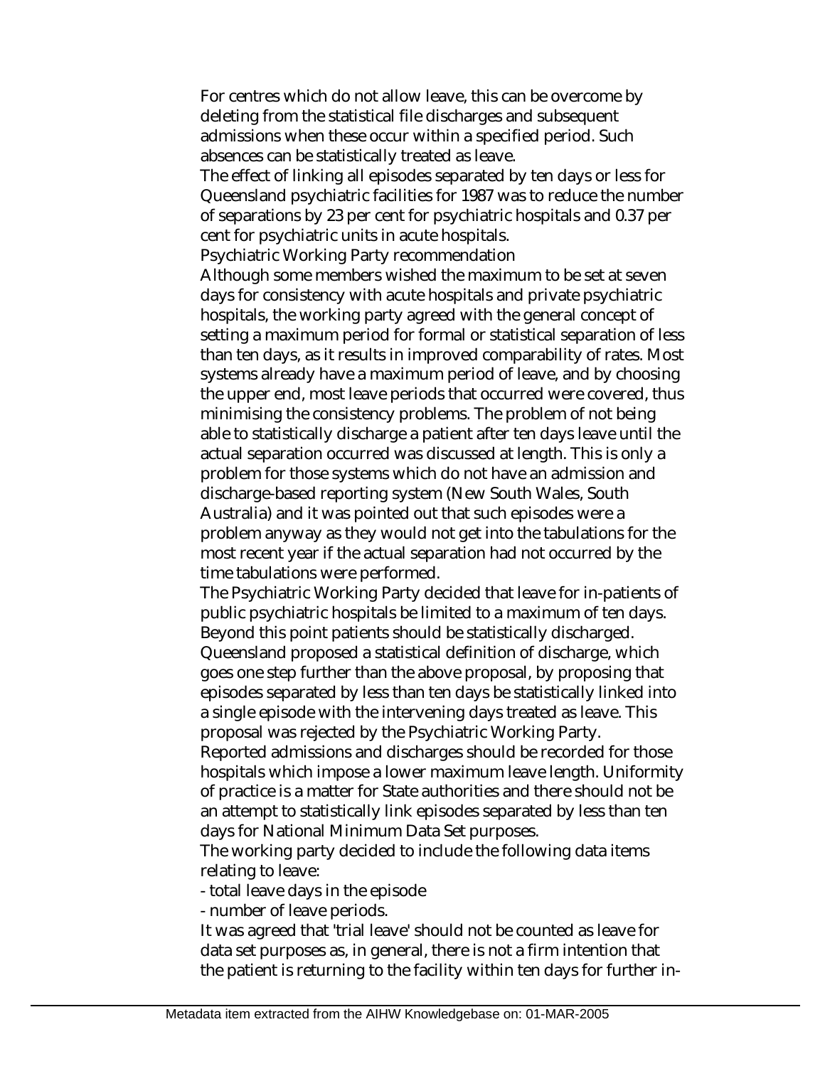For centres which do not allow leave, this can be overcome by deleting from the statistical file discharges and subsequent admissions when these occur within a specified period. Such absences can be statistically treated as leave.

The effect of linking all episodes separated by ten days or less for Queensland psychiatric facilities for 1987 was to reduce the number of separations by 23 per cent for psychiatric hospitals and 0.37 per cent for psychiatric units in acute hospitals.

Psychiatric Working Party recommendation

Although some members wished the maximum to be set at seven days for consistency with acute hospitals and private psychiatric hospitals, the working party agreed with the general concept of setting a maximum period for formal or statistical separation of less than ten days, as it results in improved comparability of rates. Most systems already have a maximum period of leave, and by choosing the upper end, most leave periods that occurred were covered, thus minimising the consistency problems. The problem of not being able to statistically discharge a patient after ten days leave until the actual separation occurred was discussed at length. This is only a problem for those systems which do not have an admission and discharge-based reporting system (New South Wales, South Australia) and it was pointed out that such episodes were a problem anyway as they would not get into the tabulations for the most recent year if the actual separation had not occurred by the time tabulations were performed.

The Psychiatric Working Party decided that leave for in-patients of public psychiatric hospitals be limited to a maximum of ten days. Beyond this point patients should be statistically discharged.

Queensland proposed a statistical definition of discharge, which goes one step further than the above proposal, by proposing that episodes separated by less than ten days be statistically linked into a single episode with the intervening days treated as leave. This proposal was rejected by the Psychiatric Working Party.

Reported admissions and discharges should be recorded for those hospitals which impose a lower maximum leave length. Uniformity of practice is a matter for State authorities and there should not be an attempt to statistically link episodes separated by less than ten days for National Minimum Data Set purposes.

The working party decided to include the following data items relating to leave:

- total leave days in the episode
- number of leave periods.

It was agreed that 'trial leave' should not be counted as leave for data set purposes as, in general, there is not a firm intention that the patient is returning to the facility within ten days for further in-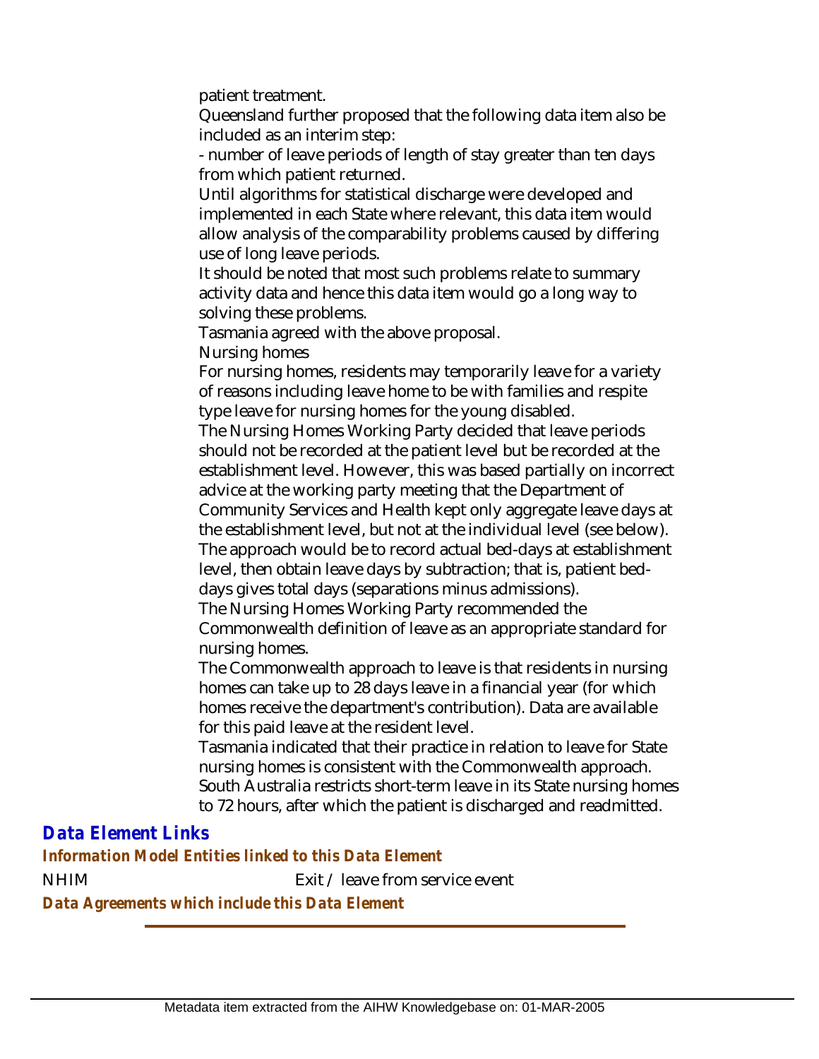patient treatment.

Queensland further proposed that the following data item also be included as an interim step:

- number of leave periods of length of stay greater than ten days from which patient returned.

Until algorithms for statistical discharge were developed and implemented in each State where relevant, this data item would allow analysis of the comparability problems caused by differing use of long leave periods.

It should be noted that most such problems relate to summary activity data and hence this data item would go a long way to solving these problems.

Tasmania agreed with the above proposal.

Nursing homes

For nursing homes, residents may temporarily leave for a variety of reasons including leave home to be with families and respite type leave for nursing homes for the young disabled.

The Nursing Homes Working Party decided that leave periods should not be recorded at the patient level but be recorded at the establishment level. However, this was based partially on incorrect advice at the working party meeting that the Department of Community Services and Health kept only aggregate leave days at the establishment level, but not at the individual level (see below).

The approach would be to record actual bed-days at establishment level, then obtain leave days by subtraction; that is, patient bed-days gives total days (separations minus admissions).

The Nursing Homes Working Party recommended the Commonwealth definition of leave as an appropriate standard for nursing homes.

The Commonwealth approach to leave is that residents in nursing homes can take up to 28 days leave in a financial year (for which homes receive the department's contribution). Data are available for this paid leave at the resident level.

Tasmania indicated that their practice in relation to leave for State nursing homes is consistent with the Commonwealth approach.

South Australia restricts short-term leave in its State nursing homes to 72 hours, after which the patient is discharged and readmitted.

## Data Element Links

### Information Model Entities linked to this Data Element

NHIM Exit / leave from service event

### Data Agreements which include this Data Element